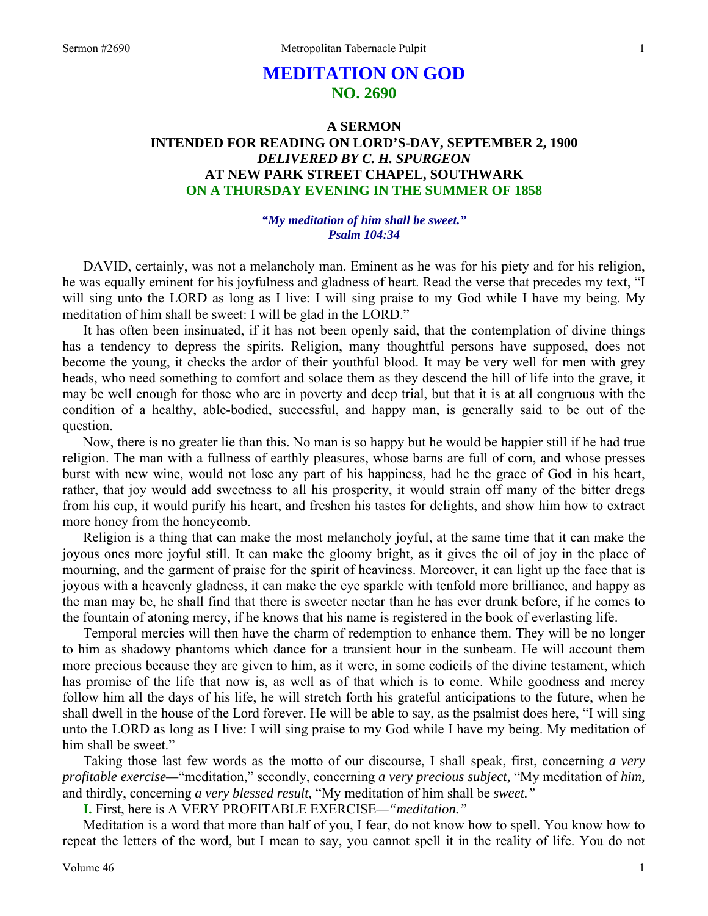# MEDITATION ON GOD
## NO. 2690

### A SERMON
### INTENDED FOR READING ON LORD'S-DAY, SEPTEMBER 2, 1900
### *DELIVERED BY C. H. SPURGEON*
### AT NEW PARK STREET CHAPEL, SOUTHWARK
### ON A THURSDAY EVENING IN THE SUMMER OF 1858

***"My meditation of him shall be sweet."***
***Psalm 104:34***

DAVID, certainly, was not a melancholy man. Eminent as he was for his piety and for his religion, he was equally eminent for his joyfulness and gladness of heart. Read the verse that precedes my text, "I will sing unto the LORD as long as I live: I will sing praise to my God while I have my being. My meditation of him shall be sweet: I will be glad in the LORD."

It has often been insinuated, if it has not been openly said, that the contemplation of divine things has a tendency to depress the spirits. Religion, many thoughtful persons have supposed, does not become the young, it checks the ardor of their youthful blood. It may be very well for men with grey heads, who need something to comfort and solace them as they descend the hill of life into the grave, it may be well enough for those who are in poverty and deep trial, but that it is at all congruous with the condition of a healthy, able-bodied, successful, and happy man, is generally said to be out of the question.

Now, there is no greater lie than this. No man is so happy but he would be happier still if he had true religion. The man with a fullness of earthly pleasures, whose barns are full of corn, and whose presses burst with new wine, would not lose any part of his happiness, had he the grace of God in his heart, rather, that joy would add sweetness to all his prosperity, it would strain off many of the bitter dregs from his cup, it would purify his heart, and freshen his tastes for delights, and show him how to extract more honey from the honeycomb.

Religion is a thing that can make the most melancholy joyful, at the same time that it can make the joyous ones more joyful still. It can make the gloomy bright, as it gives the oil of joy in the place of mourning, and the garment of praise for the spirit of heaviness. Moreover, it can light up the face that is joyous with a heavenly gladness, it can make the eye sparkle with tenfold more brilliance, and happy as the man may be, he shall find that there is sweeter nectar than he has ever drunk before, if he comes to the fountain of atoning mercy, if he knows that his name is registered in the book of everlasting life.

Temporal mercies will then have the charm of redemption to enhance them. They will be no longer to him as shadowy phantoms which dance for a transient hour in the sunbeam. He will account them more precious because they are given to him, as it were, in some codicils of the divine testament, which has promise of the life that now is, as well as of that which is to come. While goodness and mercy follow him all the days of his life, he will stretch forth his grateful anticipations to the future, when he shall dwell in the house of the Lord forever. He will be able to say, as the psalmist does here, "I will sing unto the LORD as long as I live: I will sing praise to my God while I have my being. My meditation of him shall be sweet."

Taking those last few words as the motto of our discourse, I shall speak, first, concerning *a very profitable exercise*—"meditation," secondly, concerning *a very precious subject,* "My meditation of *him,* and thirdly, concerning *a very blessed result,* "My meditation of him shall be *sweet."*

**I.** First, here is A VERY PROFITABLE EXERCISE—*"meditation."*

Meditation is a word that more than half of you, I fear, do not know how to spell. You know how to repeat the letters of the word, but I mean to say, you cannot spell it in the reality of life. You do not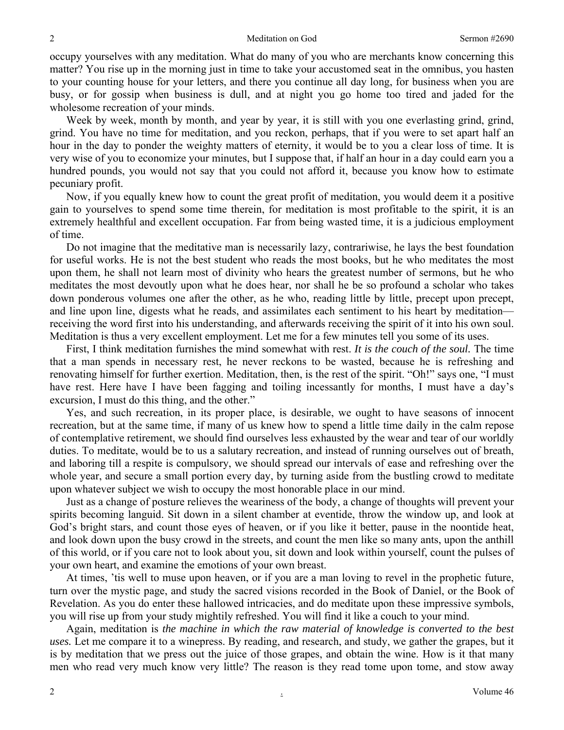occupy yourselves with any meditation. What do many of you who are merchants know concerning this matter? You rise up in the morning just in time to take your accustomed seat in the omnibus, you hasten to your counting house for your letters, and there you continue all day long, for business when you are busy, or for gossip when business is dull, and at night you go home too tired and jaded for the wholesome recreation of your minds.

Week by week, month by month, and year by year, it is still with you one everlasting grind, grind, grind. You have no time for meditation, and you reckon, perhaps, that if you were to set apart half an hour in the day to ponder the weighty matters of eternity, it would be to you a clear loss of time. It is very wise of you to economize your minutes, but I suppose that, if half an hour in a day could earn you a hundred pounds, you would not say that you could not afford it, because you know how to estimate pecuniary profit.

Now, if you equally knew how to count the great profit of meditation, you would deem it a positive gain to yourselves to spend some time therein, for meditation is most profitable to the spirit, it is an extremely healthful and excellent occupation. Far from being wasted time, it is a judicious employment of time.

Do not imagine that the meditative man is necessarily lazy, contrariwise, he lays the best foundation for useful works. He is not the best student who reads the most books, but he who meditates the most upon them, he shall not learn most of divinity who hears the greatest number of sermons, but he who meditates the most devoutly upon what he does hear, nor shall he be so profound a scholar who takes down ponderous volumes one after the other, as he who, reading little by little, precept upon precept, and line upon line, digests what he reads, and assimilates each sentiment to his heart by meditation—receiving the word first into his understanding, and afterwards receiving the spirit of it into his own soul. Meditation is thus a very excellent employment. Let me for a few minutes tell you some of its uses.

First, I think meditation furnishes the mind somewhat with rest. *It is the couch of the soul.* The time that a man spends in necessary rest, he never reckons to be wasted, because he is refreshing and renovating himself for further exertion. Meditation, then, is the rest of the spirit. "Oh!" says one, "I must have rest. Here have I have been fagging and toiling incessantly for months, I must have a day's excursion, I must do this thing, and the other."

Yes, and such recreation, in its proper place, is desirable, we ought to have seasons of innocent recreation, but at the same time, if many of us knew how to spend a little time daily in the calm repose of contemplative retirement, we should find ourselves less exhausted by the wear and tear of our worldly duties. To meditate, would be to us a salutary recreation, and instead of running ourselves out of breath, and laboring till a respite is compulsory, we should spread our intervals of ease and refreshing over the whole year, and secure a small portion every day, by turning aside from the bustling crowd to meditate upon whatever subject we wish to occupy the most honorable place in our mind.

Just as a change of posture relieves the weariness of the body, a change of thoughts will prevent your spirits becoming languid. Sit down in a silent chamber at eventide, throw the window up, and look at God's bright stars, and count those eyes of heaven, or if you like it better, pause in the noontide heat, and look down upon the busy crowd in the streets, and count the men like so many ants, upon the anthill of this world, or if you care not to look about you, sit down and look within yourself, count the pulses of your own heart, and examine the emotions of your own breast.

At times, 'tis well to muse upon heaven, or if you are a man loving to revel in the prophetic future, turn over the mystic page, and study the sacred visions recorded in the Book of Daniel, or the Book of Revelation. As you do enter these hallowed intricacies, and do meditate upon these impressive symbols, you will rise up from your study mightily refreshed. You will find it like a couch to your mind.

Again, meditation is *the machine in which the raw material of knowledge is converted to the best uses.* Let me compare it to a winepress. By reading, and research, and study, we gather the grapes, but it is by meditation that we press out the juice of those grapes, and obtain the wine. How is it that many men who read very much know very little? The reason is they read tome upon tome, and stow away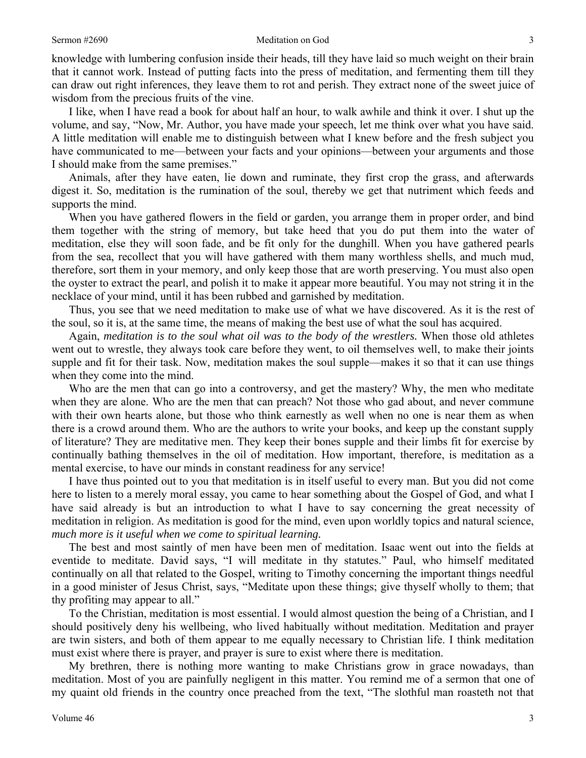knowledge with lumbering confusion inside their heads, till they have laid so much weight on their brain that it cannot work. Instead of putting facts into the press of meditation, and fermenting them till they can draw out right inferences, they leave them to rot and perish. They extract none of the sweet juice of wisdom from the precious fruits of the vine.

I like, when I have read a book for about half an hour, to walk awhile and think it over. I shut up the volume, and say, "Now, Mr. Author, you have made your speech, let me think over what you have said. A little meditation will enable me to distinguish between what I knew before and the fresh subject you have communicated to me—between your facts and your opinions—between your arguments and those I should make from the same premises."

Animals, after they have eaten, lie down and ruminate, they first crop the grass, and afterwards digest it. So, meditation is the rumination of the soul, thereby we get that nutriment which feeds and supports the mind.

When you have gathered flowers in the field or garden, you arrange them in proper order, and bind them together with the string of memory, but take heed that you do put them into the water of meditation, else they will soon fade, and be fit only for the dunghill. When you have gathered pearls from the sea, recollect that you will have gathered with them many worthless shells, and much mud, therefore, sort them in your memory, and only keep those that are worth preserving. You must also open the oyster to extract the pearl, and polish it to make it appear more beautiful. You may not string it in the necklace of your mind, until it has been rubbed and garnished by meditation.

Thus, you see that we need meditation to make use of what we have discovered. As it is the rest of the soul, so it is, at the same time, the means of making the best use of what the soul has acquired.

Again, *meditation is to the soul what oil was to the body of the wrestlers.* When those old athletes went out to wrestle, they always took care before they went, to oil themselves well, to make their joints supple and fit for their task. Now, meditation makes the soul supple—makes it so that it can use things when they come into the mind.

Who are the men that can go into a controversy, and get the mastery? Why, the men who meditate when they are alone. Who are the men that can preach? Not those who gad about, and never commune with their own hearts alone, but those who think earnestly as well when no one is near them as when there is a crowd around them. Who are the authors to write your books, and keep up the constant supply of literature? They are meditative men. They keep their bones supple and their limbs fit for exercise by continually bathing themselves in the oil of meditation. How important, therefore, is meditation as a mental exercise, to have our minds in constant readiness for any service!

I have thus pointed out to you that meditation is in itself useful to every man. But you did not come here to listen to a merely moral essay, you came to hear something about the Gospel of God, and what I have said already is but an introduction to what I have to say concerning the great necessity of meditation in religion. As meditation is good for the mind, even upon worldly topics and natural science, *much more is it useful when we come to spiritual learning.*

The best and most saintly of men have been men of meditation. Isaac went out into the fields at eventide to meditate. David says, "I will meditate in thy statutes." Paul, who himself meditated continually on all that related to the Gospel, writing to Timothy concerning the important things needful in a good minister of Jesus Christ, says, "Meditate upon these things; give thyself wholly to them; that thy profiting may appear to all."

To the Christian, meditation is most essential. I would almost question the being of a Christian, and I should positively deny his wellbeing, who lived habitually without meditation. Meditation and prayer are twin sisters, and both of them appear to me equally necessary to Christian life. I think meditation must exist where there is prayer, and prayer is sure to exist where there is meditation.

My brethren, there is nothing more wanting to make Christians grow in grace nowadays, than meditation. Most of you are painfully negligent in this matter. You remind me of a sermon that one of my quaint old friends in the country once preached from the text, "The slothful man roasteth not that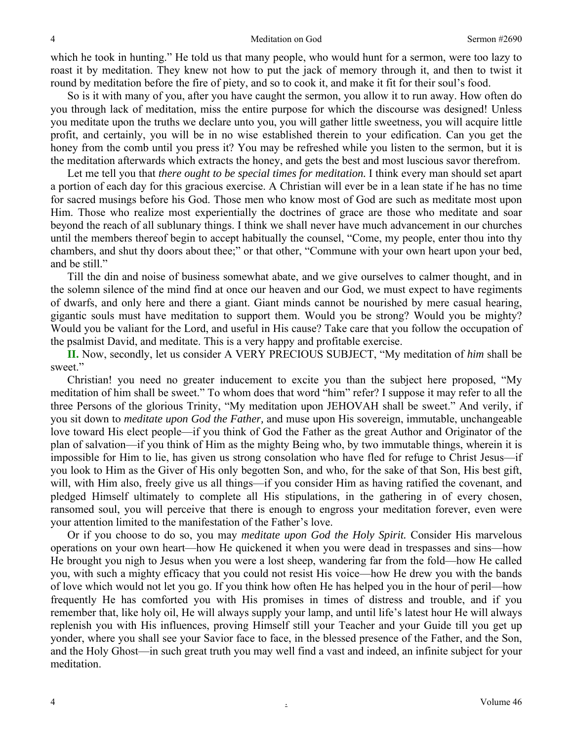which he took in hunting." He told us that many people, who would hunt for a sermon, were too lazy to roast it by meditation. They knew not how to put the jack of memory through it, and then to twist it round by meditation before the fire of piety, and so to cook it, and make it fit for their soul's food.

So is it with many of you, after you have caught the sermon, you allow it to run away. How often do you through lack of meditation, miss the entire purpose for which the discourse was designed! Unless you meditate upon the truths we declare unto you, you will gather little sweetness, you will acquire little profit, and certainly, you will be in no wise established therein to your edification. Can you get the honey from the comb until you press it? You may be refreshed while you listen to the sermon, but it is the meditation afterwards which extracts the honey, and gets the best and most luscious savor therefrom.

Let me tell you that *there ought to be special times for meditation.* I think every man should set apart a portion of each day for this gracious exercise. A Christian will ever be in a lean state if he has no time for sacred musings before his God. Those men who know most of God are such as meditate most upon Him. Those who realize most experientially the doctrines of grace are those who meditate and soar beyond the reach of all sublunary things. I think we shall never have much advancement in our churches until the members thereof begin to accept habitually the counsel, "Come, my people, enter thou into thy chambers, and shut thy doors about thee;" or that other, "Commune with your own heart upon your bed, and be still."

Till the din and noise of business somewhat abate, and we give ourselves to calmer thought, and in the solemn silence of the mind find at once our heaven and our God, we must expect to have regiments of dwarfs, and only here and there a giant. Giant minds cannot be nourished by mere casual hearing, gigantic souls must have meditation to support them. Would you be strong? Would you be mighty? Would you be valiant for the Lord, and useful in His cause? Take care that you follow the occupation of the psalmist David, and meditate. This is a very happy and profitable exercise.

**II.** Now, secondly, let us consider A VERY PRECIOUS SUBJECT, "My meditation of *him* shall be sweet."

Christian! you need no greater inducement to excite you than the subject here proposed, "My meditation of him shall be sweet." To whom does that word "him" refer? I suppose it may refer to all the three Persons of the glorious Trinity, "My meditation upon JEHOVAH shall be sweet." And verily, if you sit down to *meditate upon God the Father,* and muse upon His sovereign, immutable, unchangeable love toward His elect people—if you think of God the Father as the great Author and Originator of the plan of salvation—if you think of Him as the mighty Being who, by two immutable things, wherein it is impossible for Him to lie, has given us strong consolation who have fled for refuge to Christ Jesus—if you look to Him as the Giver of His only begotten Son, and who, for the sake of that Son, His best gift, will, with Him also, freely give us all things—if you consider Him as having ratified the covenant, and pledged Himself ultimately to complete all His stipulations, in the gathering in of every chosen, ransomed soul, you will perceive that there is enough to engross your meditation forever, even were your attention limited to the manifestation of the Father's love.

Or if you choose to do so, you may *meditate upon God the Holy Spirit.* Consider His marvelous operations on your own heart—how He quickened it when you were dead in trespasses and sins—how He brought you nigh to Jesus when you were a lost sheep, wandering far from the fold—how He called you, with such a mighty efficacy that you could not resist His voice—how He drew you with the bands of love which would not let you go. If you think how often He has helped you in the hour of peril—how frequently He has comforted you with His promises in times of distress and trouble, and if you remember that, like holy oil, He will always supply your lamp, and until life's latest hour He will always replenish you with His influences, proving Himself still your Teacher and your Guide till you get up yonder, where you shall see your Savior face to face, in the blessed presence of the Father, and the Son, and the Holy Ghost—in such great truth you may well find a vast and indeed, an infinite subject for your meditation.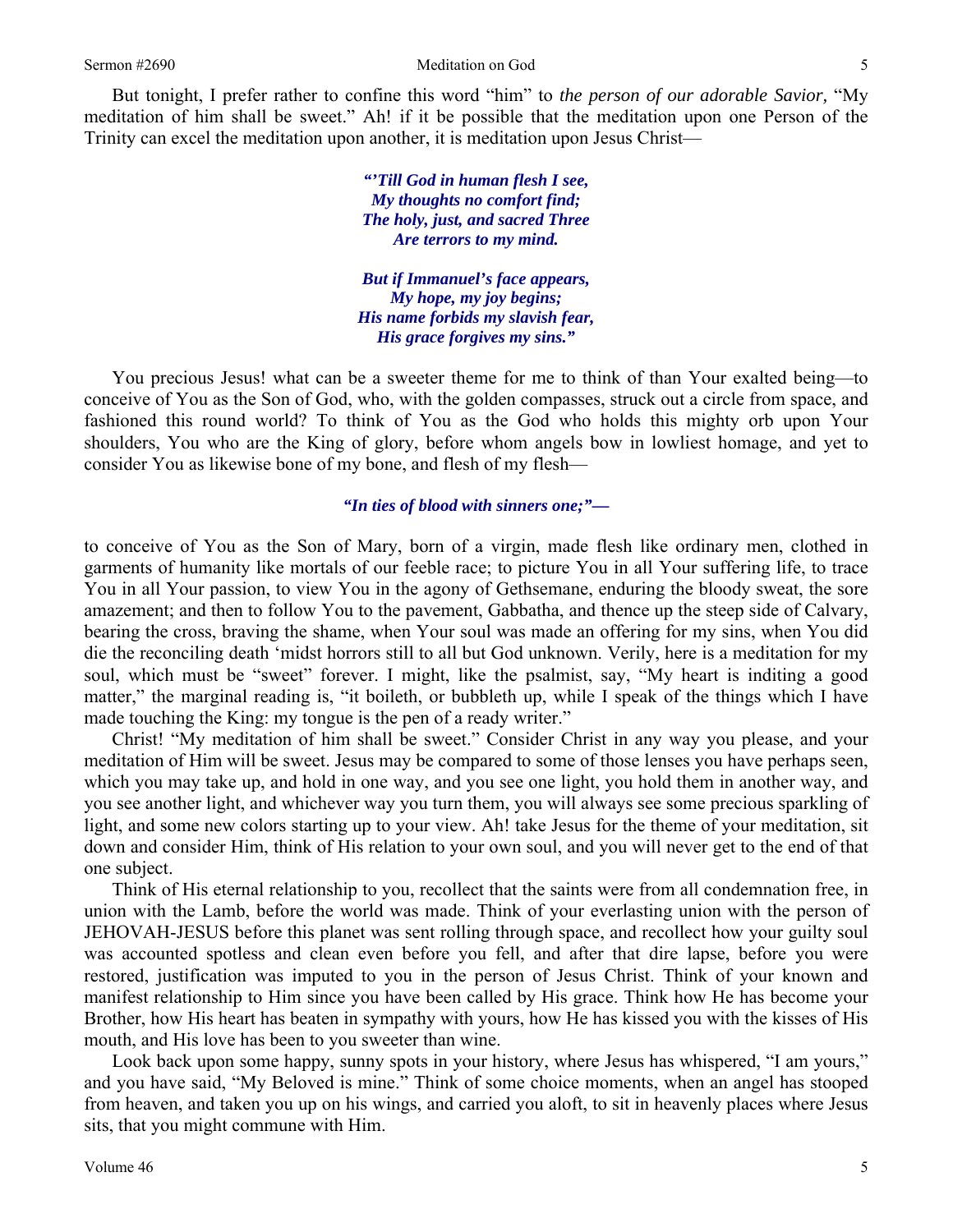But tonight, I prefer rather to confine this word "him" to *the person of our adorable Savior,* "My meditation of him shall be sweet." Ah! if it be possible that the meditation upon one Person of the Trinity can excel the meditation upon another, it is meditation upon Jesus Christ—

> ***"'Till God in human flesh I see,***
> ***My thoughts no comfort find;***
> ***The holy, just, and sacred Three***
> ***Are terrors to my mind.***
>
> ***But if Immanuel's face appears,***
> ***My hope, my joy begins;***
> ***His name forbids my slavish fear,***
> ***His grace forgives my sins."***

You precious Jesus! what can be a sweeter theme for me to think of than Your exalted being—to conceive of You as the Son of God, who, with the golden compasses, struck out a circle from space, and fashioned this round world? To think of You as the God who holds this mighty orb upon Your shoulders, You who are the King of glory, before whom angels bow in lowliest homage, and yet to consider You as likewise bone of my bone, and flesh of my flesh—

> ***"In ties of blood with sinners one;"—***

to conceive of You as the Son of Mary, born of a virgin, made flesh like ordinary men, clothed in garments of humanity like mortals of our feeble race; to picture You in all Your suffering life, to trace You in all Your passion, to view You in the agony of Gethsemane, enduring the bloody sweat, the sore amazement; and then to follow You to the pavement, Gabbatha, and thence up the steep side of Calvary, bearing the cross, braving the shame, when Your soul was made an offering for my sins, when You did die the reconciling death 'midst horrors still to all but God unknown. Verily, here is a meditation for my soul, which must be "sweet" forever. I might, like the psalmist, say, "My heart is inditing a good matter," the marginal reading is, "it boileth, or bubbleth up, while I speak of the things which I have made touching the King: my tongue is the pen of a ready writer."

Christ! "My meditation of him shall be sweet." Consider Christ in any way you please, and your meditation of Him will be sweet. Jesus may be compared to some of those lenses you have perhaps seen, which you may take up, and hold in one way, and you see one light, you hold them in another way, and you see another light, and whichever way you turn them, you will always see some precious sparkling of light, and some new colors starting up to your view. Ah! take Jesus for the theme of your meditation, sit down and consider Him, think of His relation to your own soul, and you will never get to the end of that one subject.

Think of His eternal relationship to you, recollect that the saints were from all condemnation free, in union with the Lamb, before the world was made. Think of your everlasting union with the person of JEHOVAH-JESUS before this planet was sent rolling through space, and recollect how your guilty soul was accounted spotless and clean even before you fell, and after that dire lapse, before you were restored, justification was imputed to you in the person of Jesus Christ. Think of your known and manifest relationship to Him since you have been called by His grace. Think how He has become your Brother, how His heart has beaten in sympathy with yours, how He has kissed you with the kisses of His mouth, and His love has been to you sweeter than wine.

Look back upon some happy, sunny spots in your history, where Jesus has whispered, "I am yours," and you have said, "My Beloved is mine." Think of some choice moments, when an angel has stooped from heaven, and taken you up on his wings, and carried you aloft, to sit in heavenly places where Jesus sits, that you might commune with Him.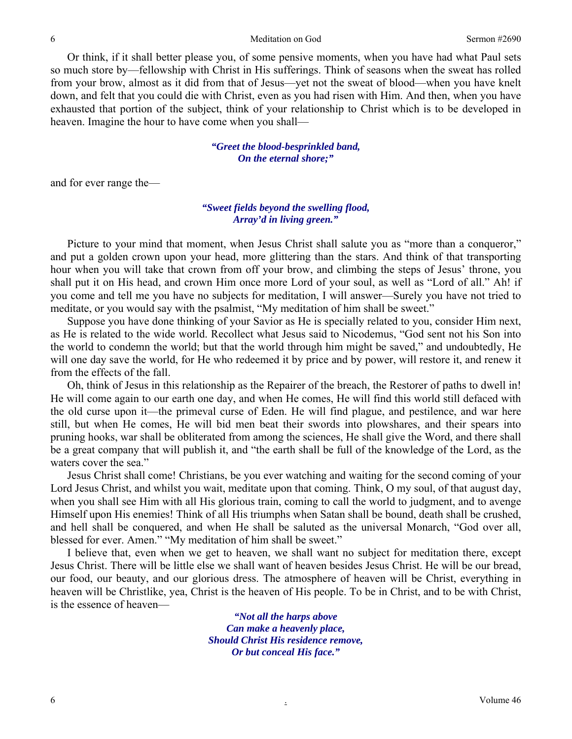Or think, if it shall better please you, of some pensive moments, when you have had what Paul sets so much store by—fellowship with Christ in His sufferings. Think of seasons when the sweat has rolled from your brow, almost as it did from that of Jesus—yet not the sweat of blood—when you have knelt down, and felt that you could die with Christ, even as you had risen with Him. And then, when you have exhausted that portion of the subject, think of your relationship to Christ which is to be developed in heaven. Imagine the hour to have come when you shall—

> ***"Greet the blood-besprinkled band,***
> ***On the eternal shore;"***

and for ever range the—

> ***"Sweet fields beyond the swelling flood,***
> ***Array'd in living green."***

Picture to your mind that moment, when Jesus Christ shall salute you as "more than a conqueror," and put a golden crown upon your head, more glittering than the stars. And think of that transporting hour when you will take that crown from off your brow, and climbing the steps of Jesus' throne, you shall put it on His head, and crown Him once more Lord of your soul, as well as "Lord of all." Ah! if you come and tell me you have no subjects for meditation, I will answer—Surely you have not tried to meditate, or you would say with the psalmist, "My meditation of him shall be sweet."

Suppose you have done thinking of your Savior as He is specially related to you, consider Him next, as He is related to the wide world. Recollect what Jesus said to Nicodemus, "God sent not his Son into the world to condemn the world; but that the world through him might be saved," and undoubtedly, He will one day save the world, for He who redeemed it by price and by power, will restore it, and renew it from the effects of the fall.

Oh, think of Jesus in this relationship as the Repairer of the breach, the Restorer of paths to dwell in! He will come again to our earth one day, and when He comes, He will find this world still defaced with the old curse upon it—the primeval curse of Eden. He will find plague, and pestilence, and war here still, but when He comes, He will bid men beat their swords into plowshares, and their spears into pruning hooks, war shall be obliterated from among the sciences, He shall give the Word, and there shall be a great company that will publish it, and "the earth shall be full of the knowledge of the Lord, as the waters cover the sea."

Jesus Christ shall come! Christians, be you ever watching and waiting for the second coming of your Lord Jesus Christ, and whilst you wait, meditate upon that coming. Think, O my soul, of that august day, when you shall see Him with all His glorious train, coming to call the world to judgment, and to avenge Himself upon His enemies! Think of all His triumphs when Satan shall be bound, death shall be crushed, and hell shall be conquered, and when He shall be saluted as the universal Monarch, "God over all, blessed for ever. Amen." "My meditation of him shall be sweet."

I believe that, even when we get to heaven, we shall want no subject for meditation there, except Jesus Christ. There will be little else we shall want of heaven besides Jesus Christ. He will be our bread, our food, our beauty, and our glorious dress. The atmosphere of heaven will be Christ, everything in heaven will be Christlike, yea, Christ is the heaven of His people. To be in Christ, and to be with Christ, is the essence of heaven—

> ***"Not all the harps above***
> ***Can make a heavenly place,***
> ***Should Christ His residence remove,***
> ***Or but conceal His face."***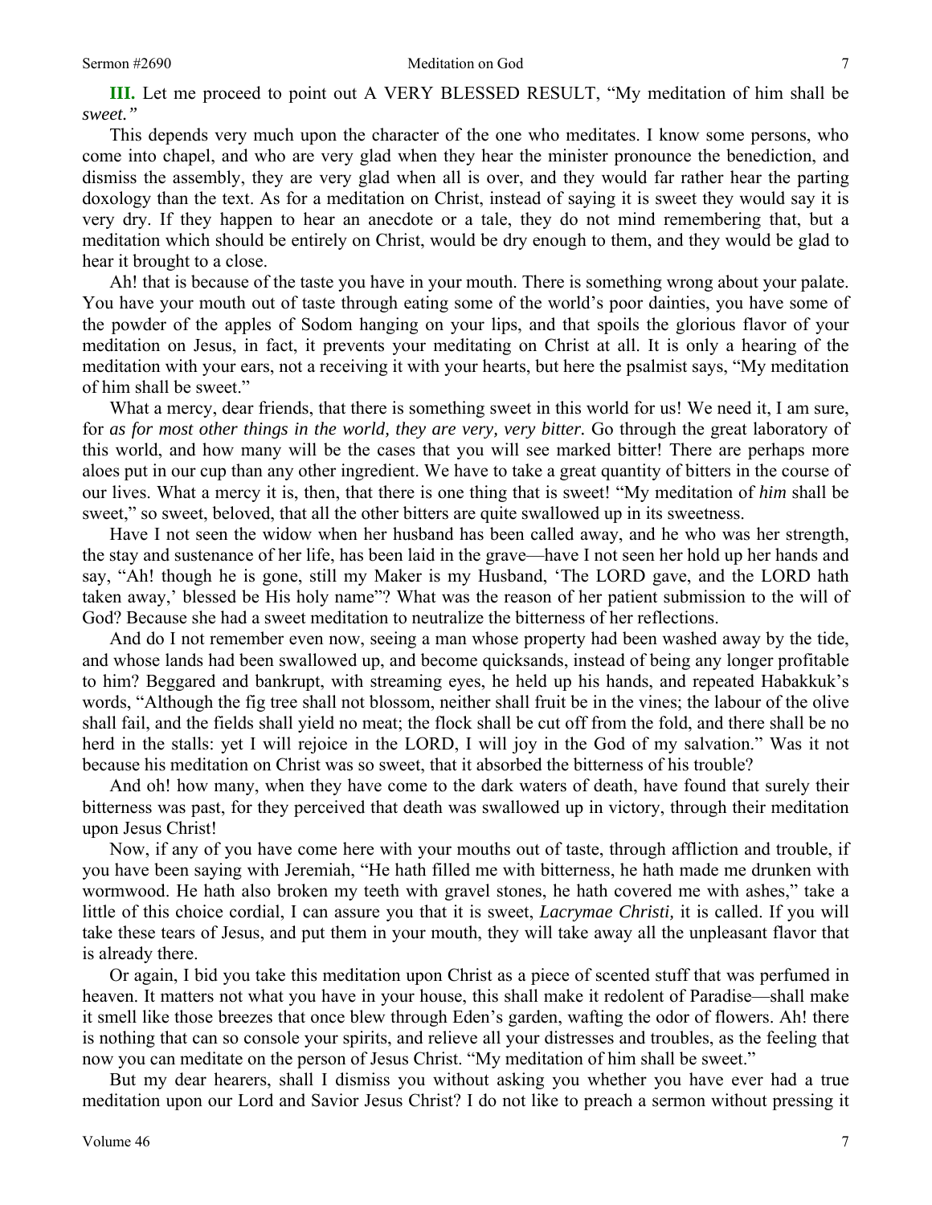**III.** Let me proceed to point out A VERY BLESSED RESULT, "My meditation of him shall be *sweet."*

This depends very much upon the character of the one who meditates. I know some persons, who come into chapel, and who are very glad when they hear the minister pronounce the benediction, and dismiss the assembly, they are very glad when all is over, and they would far rather hear the parting doxology than the text. As for a meditation on Christ, instead of saying it is sweet they would say it is very dry. If they happen to hear an anecdote or a tale, they do not mind remembering that, but a meditation which should be entirely on Christ, would be dry enough to them, and they would be glad to hear it brought to a close.

Ah! that is because of the taste you have in your mouth. There is something wrong about your palate. You have your mouth out of taste through eating some of the world's poor dainties, you have some of the powder of the apples of Sodom hanging on your lips, and that spoils the glorious flavor of your meditation on Jesus, in fact, it prevents your meditating on Christ at all. It is only a hearing of the meditation with your ears, not a receiving it with your hearts, but here the psalmist says, "My meditation of him shall be sweet."

What a mercy, dear friends, that there is something sweet in this world for us! We need it, I am sure, for *as for most other things in the world, they are very, very bitter.* Go through the great laboratory of this world, and how many will be the cases that you will see marked bitter! There are perhaps more aloes put in our cup than any other ingredient. We have to take a great quantity of bitters in the course of our lives. What a mercy it is, then, that there is one thing that is sweet! "My meditation of *him* shall be sweet," so sweet, beloved, that all the other bitters are quite swallowed up in its sweetness.

Have I not seen the widow when her husband has been called away, and he who was her strength, the stay and sustenance of her life, has been laid in the grave—have I not seen her hold up her hands and say, "Ah! though he is gone, still my Maker is my Husband, 'The LORD gave, and the LORD hath taken away,' blessed be His holy name"? What was the reason of her patient submission to the will of God? Because she had a sweet meditation to neutralize the bitterness of her reflections.

And do I not remember even now, seeing a man whose property had been washed away by the tide, and whose lands had been swallowed up, and become quicksands, instead of being any longer profitable to him? Beggared and bankrupt, with streaming eyes, he held up his hands, and repeated Habakkuk's words, "Although the fig tree shall not blossom, neither shall fruit be in the vines; the labour of the olive shall fail, and the fields shall yield no meat; the flock shall be cut off from the fold, and there shall be no herd in the stalls: yet I will rejoice in the LORD, I will joy in the God of my salvation." Was it not because his meditation on Christ was so sweet, that it absorbed the bitterness of his trouble?

And oh! how many, when they have come to the dark waters of death, have found that surely their bitterness was past, for they perceived that death was swallowed up in victory, through their meditation upon Jesus Christ!

Now, if any of you have come here with your mouths out of taste, through affliction and trouble, if you have been saying with Jeremiah, "He hath filled me with bitterness, he hath made me drunken with wormwood. He hath also broken my teeth with gravel stones, he hath covered me with ashes," take a little of this choice cordial, I can assure you that it is sweet, *Lacrymae Christi,* it is called. If you will take these tears of Jesus, and put them in your mouth, they will take away all the unpleasant flavor that is already there.

Or again, I bid you take this meditation upon Christ as a piece of scented stuff that was perfumed in heaven. It matters not what you have in your house, this shall make it redolent of Paradise—shall make it smell like those breezes that once blew through Eden's garden, wafting the odor of flowers. Ah! there is nothing that can so console your spirits, and relieve all your distresses and troubles, as the feeling that now you can meditate on the person of Jesus Christ. "My meditation of him shall be sweet."

But my dear hearers, shall I dismiss you without asking you whether you have ever had a true meditation upon our Lord and Savior Jesus Christ? I do not like to preach a sermon without pressing it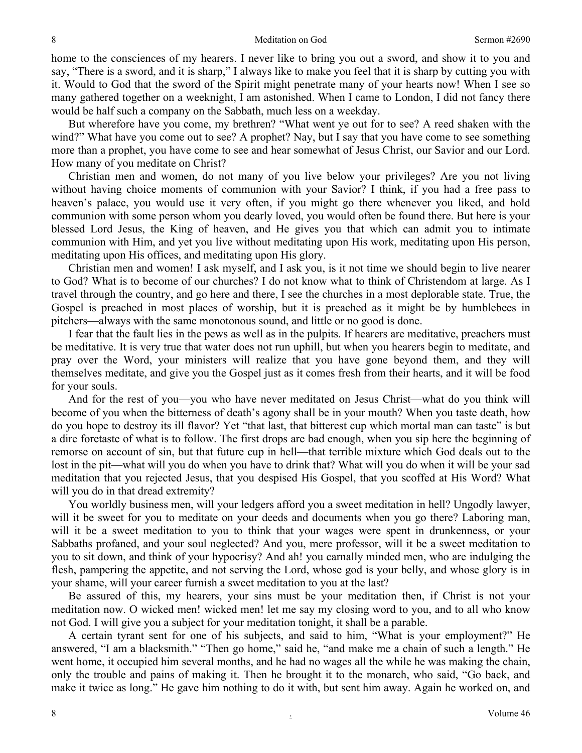home to the consciences of my hearers. I never like to bring you out a sword, and show it to you and say, "There is a sword, and it is sharp," I always like to make you feel that it is sharp by cutting you with it. Would to God that the sword of the Spirit might penetrate many of your hearts now! When I see so many gathered together on a weeknight, I am astonished. When I came to London, I did not fancy there would be half such a company on the Sabbath, much less on a weekday.

But wherefore have you come, my brethren? "What went ye out for to see? A reed shaken with the wind?" What have you come out to see? A prophet? Nay, but I say that you have come to see something more than a prophet, you have come to see and hear somewhat of Jesus Christ, our Savior and our Lord. How many of you meditate on Christ?

Christian men and women, do not many of you live below your privileges? Are you not living without having choice moments of communion with your Savior? I think, if you had a free pass to heaven's palace, you would use it very often, if you might go there whenever you liked, and hold communion with some person whom you dearly loved, you would often be found there. But here is your blessed Lord Jesus, the King of heaven, and He gives you that which can admit you to intimate communion with Him, and yet you live without meditating upon His work, meditating upon His person, meditating upon His offices, and meditating upon His glory.

Christian men and women! I ask myself, and I ask you, is it not time we should begin to live nearer to God? What is to become of our churches? I do not know what to think of Christendom at large. As I travel through the country, and go here and there, I see the churches in a most deplorable state. True, the Gospel is preached in most places of worship, but it is preached as it might be by humblebees in pitchers—always with the same monotonous sound, and little or no good is done.

I fear that the fault lies in the pews as well as in the pulpits. If hearers are meditative, preachers must be meditative. It is very true that water does not run uphill, but when you hearers begin to meditate, and pray over the Word, your ministers will realize that you have gone beyond them, and they will themselves meditate, and give you the Gospel just as it comes fresh from their hearts, and it will be food for your souls.

And for the rest of you—you who have never meditated on Jesus Christ—what do you think will become of you when the bitterness of death's agony shall be in your mouth? When you taste death, how do you hope to destroy its ill flavor? Yet "that last, that bitterest cup which mortal man can taste" is but a dire foretaste of what is to follow. The first drops are bad enough, when you sip here the beginning of remorse on account of sin, but that future cup in hell—that terrible mixture which God deals out to the lost in the pit—what will you do when you have to drink that? What will you do when it will be your sad meditation that you rejected Jesus, that you despised His Gospel, that you scoffed at His Word? What will you do in that dread extremity?

You worldly business men, will your ledgers afford you a sweet meditation in hell? Ungodly lawyer, will it be sweet for you to meditate on your deeds and documents when you go there? Laboring man, will it be a sweet meditation to you to think that your wages were spent in drunkenness, or your Sabbaths profaned, and your soul neglected? And you, mere professor, will it be a sweet meditation to you to sit down, and think of your hypocrisy? And ah! you carnally minded men, who are indulging the flesh, pampering the appetite, and not serving the Lord, whose god is your belly, and whose glory is in your shame, will your career furnish a sweet meditation to you at the last?

Be assured of this, my hearers, your sins must be your meditation then, if Christ is not your meditation now. O wicked men! wicked men! let me say my closing word to you, and to all who know not God. I will give you a subject for your meditation tonight, it shall be a parable.

A certain tyrant sent for one of his subjects, and said to him, "What is your employment?" He answered, "I am a blacksmith." "Then go home," said he, "and make me a chain of such a length." He went home, it occupied him several months, and he had no wages all the while he was making the chain, only the trouble and pains of making it. Then he brought it to the monarch, who said, "Go back, and make it twice as long." He gave him nothing to do it with, but sent him away. Again he worked on, and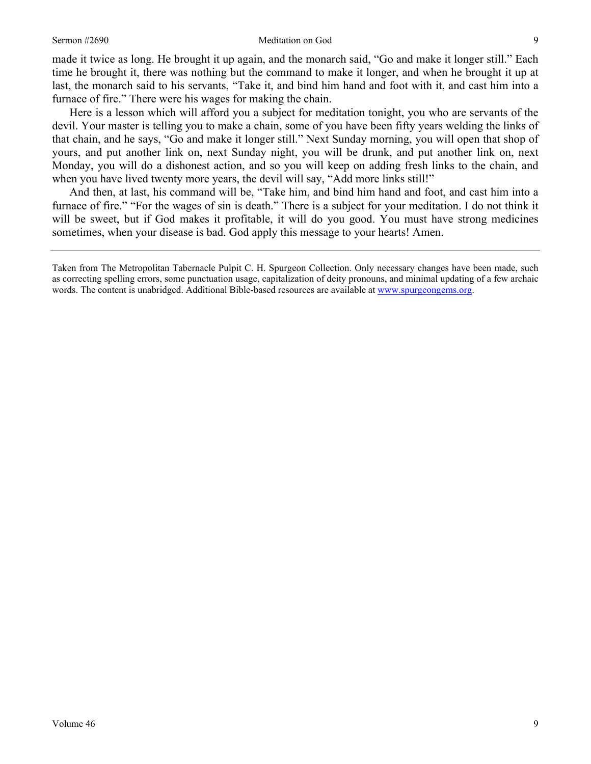made it twice as long. He brought it up again, and the monarch said, "Go and make it longer still." Each time he brought it, there was nothing but the command to make it longer, and when he brought it up at last, the monarch said to his servants, "Take it, and bind him hand and foot with it, and cast him into a furnace of fire." There were his wages for making the chain.

Here is a lesson which will afford you a subject for meditation tonight, you who are servants of the devil. Your master is telling you to make a chain, some of you have been fifty years welding the links of that chain, and he says, "Go and make it longer still." Next Sunday morning, you will open that shop of yours, and put another link on, next Sunday night, you will be drunk, and put another link on, next Monday, you will do a dishonest action, and so you will keep on adding fresh links to the chain, and when you have lived twenty more years, the devil will say, "Add more links still!"

And then, at last, his command will be, "Take him, and bind him hand and foot, and cast him into a furnace of fire." "For the wages of sin is death." There is a subject for your meditation. I do not think it will be sweet, but if God makes it profitable, it will do you good. You must have strong medicines sometimes, when your disease is bad. God apply this message to your hearts! Amen.

---

Taken from The Metropolitan Tabernacle Pulpit C. H. Spurgeon Collection. Only necessary changes have been made, such as correcting spelling errors, some punctuation usage, capitalization of deity pronouns, and minimal updating of a few archaic words. The content is unabridged. Additional Bible-based resources are available at www.spurgeongems.org.